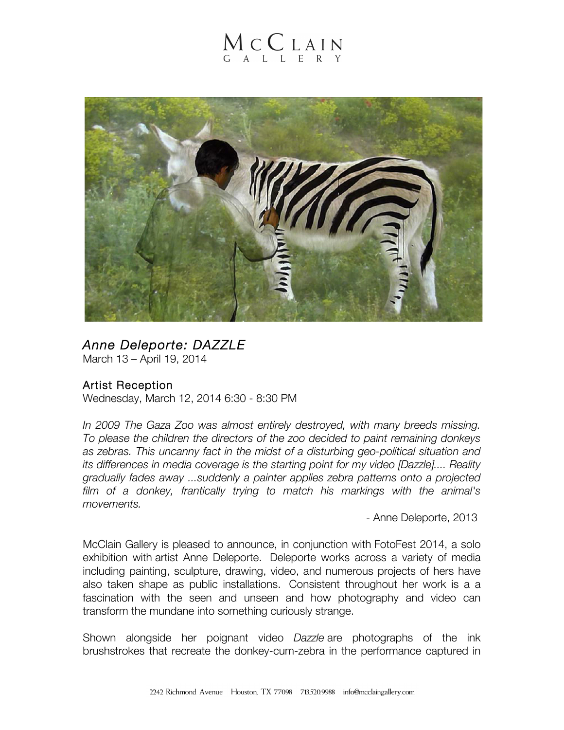# McCLAIN GALLERY

## *Anne Deleporte: DAZZLE*

March 13 – April 19, 2014

### Artist Reception

Wednesday, March 12, 2014 6:30 - 8:30 PM

*In 2009 The Gaza Zoo was almost entirely destroyed, with many breeds missing. To please the children the directors of the zoo decided to paint remaining donkeys as zebras. This uncanny fact in the midst of a disturbing geo-political situation and its differences in media coverage is the starting point for my video [Dazzle].... Reality gradually fades away ...suddenly a painter applies zebra patterns onto a projected film of a donkey, frantically trying to match his markings with the animal's movements.*

- Anne Deleporte, 2013

McClain Gallery is pleased to announce, in conjunction with FotoFest 2014, a solo exhibition with artist Anne Deleporte. Deleporte works across a variety of media including painting, sculpture, drawing, video, and numerous projects of hers have also taken shape as public installations. Consistent throughout her work is a a fascination with the seen and unseen and how photography and video can transform the mundane into something curiously strange.

Shown alongside her poignant video *Dazzle* are photographs of the ink brushstrokes that recreate the donkey-cum-zebra in the performance captured in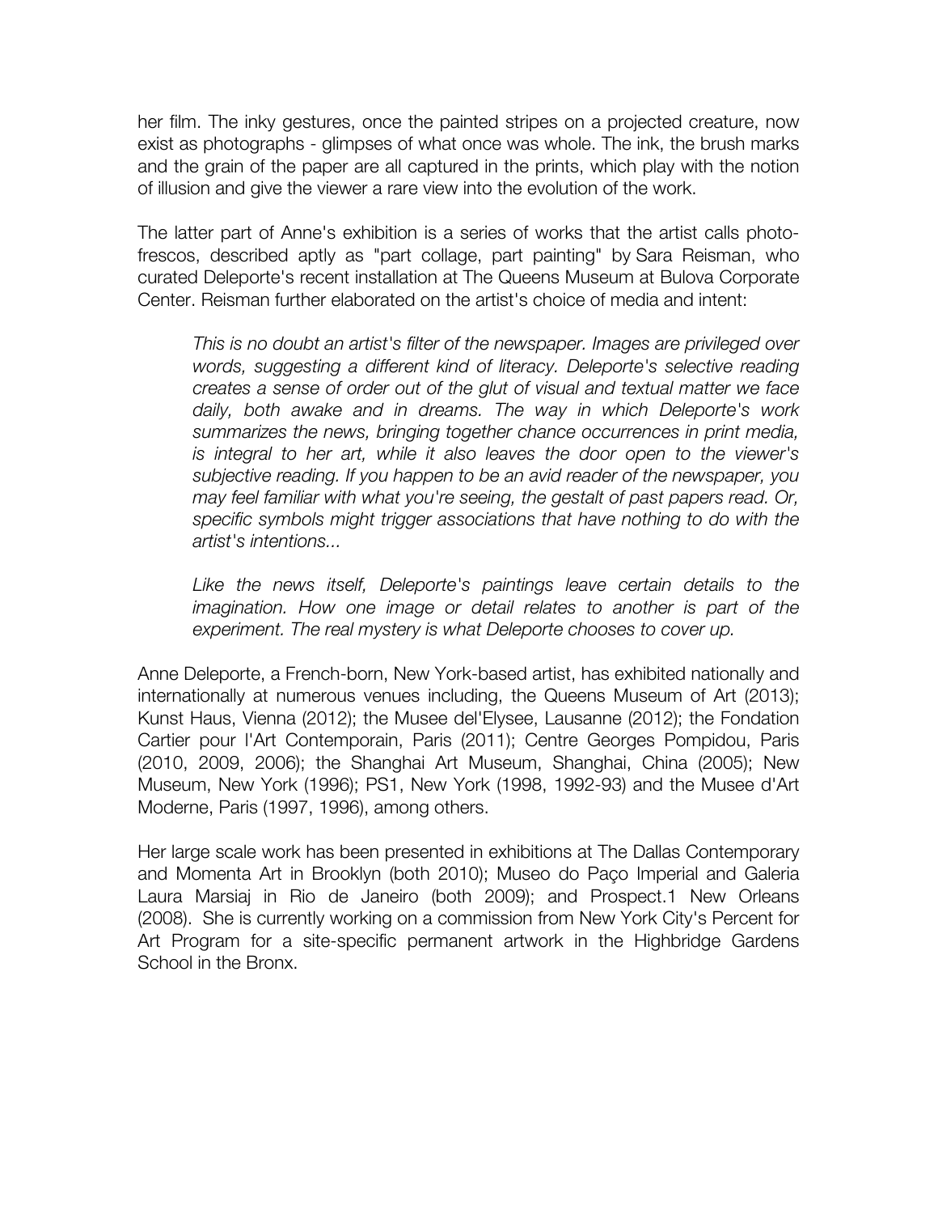her film. The inky gestures, once the painted stripes on a projected creature, now exist as photographs - glimpses of what once was whole. The ink, the brush marks and the grain of the paper are all captured in the prints, which play with the notion of illusion and give the viewer a rare view into the evolution of the work.

The latter part of Anne's exhibition is a series of works that the artist calls photo-frescos, described aptly as "part collage, part painting" by Sara Reisman, who curated Deleporte's recent installation at The Queens Museum at Bulova Corporate Center. Reisman further elaborated on the artist's choice of media and intent:

> *This is no doubt an artist's filter of the newspaper. Images are privileged over words, suggesting a different kind of literacy. Deleporte's selective reading creates a sense of order out of the glut of visual and textual matter we face daily, both awake and in dreams. The way in which Deleporte's work summarizes the news, bringing together chance occurrences in print media, is integral to her art, while it also leaves the door open to the viewer's subjective reading. If you happen to be an avid reader of the newspaper, you may feel familiar with what you're seeing, the gestalt of past papers read. Or, specific symbols might trigger associations that have nothing to do with the artist's intentions...*
>
> *Like the news itself, Deleporte's paintings leave certain details to the imagination. How one image or detail relates to another is part of the experiment. The real mystery is what Deleporte chooses to cover up.*

Anne Deleporte, a French-born, New York-based artist, has exhibited nationally and internationally at numerous venues including, the Queens Museum of Art (2013); Kunst Haus, Vienna (2012); the Musee del'Elysee, Lausanne (2012); the Fondation Cartier pour l'Art Contemporain, Paris (2011); Centre Georges Pompidou, Paris (2010, 2009, 2006); the Shanghai Art Museum, Shanghai, China (2005); New Museum, New York (1996); PS1, New York (1998, 1992-93) and the Musee d'Art Moderne, Paris (1997, 1996), among others.

Her large scale work has been presented in exhibitions at The Dallas Contemporary and Momenta Art in Brooklyn (both 2010); Museo do Paço Imperial and Galeria Laura Marsiaj in Rio de Janeiro (both 2009); and Prospect.1 New Orleans (2008). She is currently working on a commission from New York City's Percent for Art Program for a site-specific permanent artwork in the Highbridge Gardens School in the Bronx.